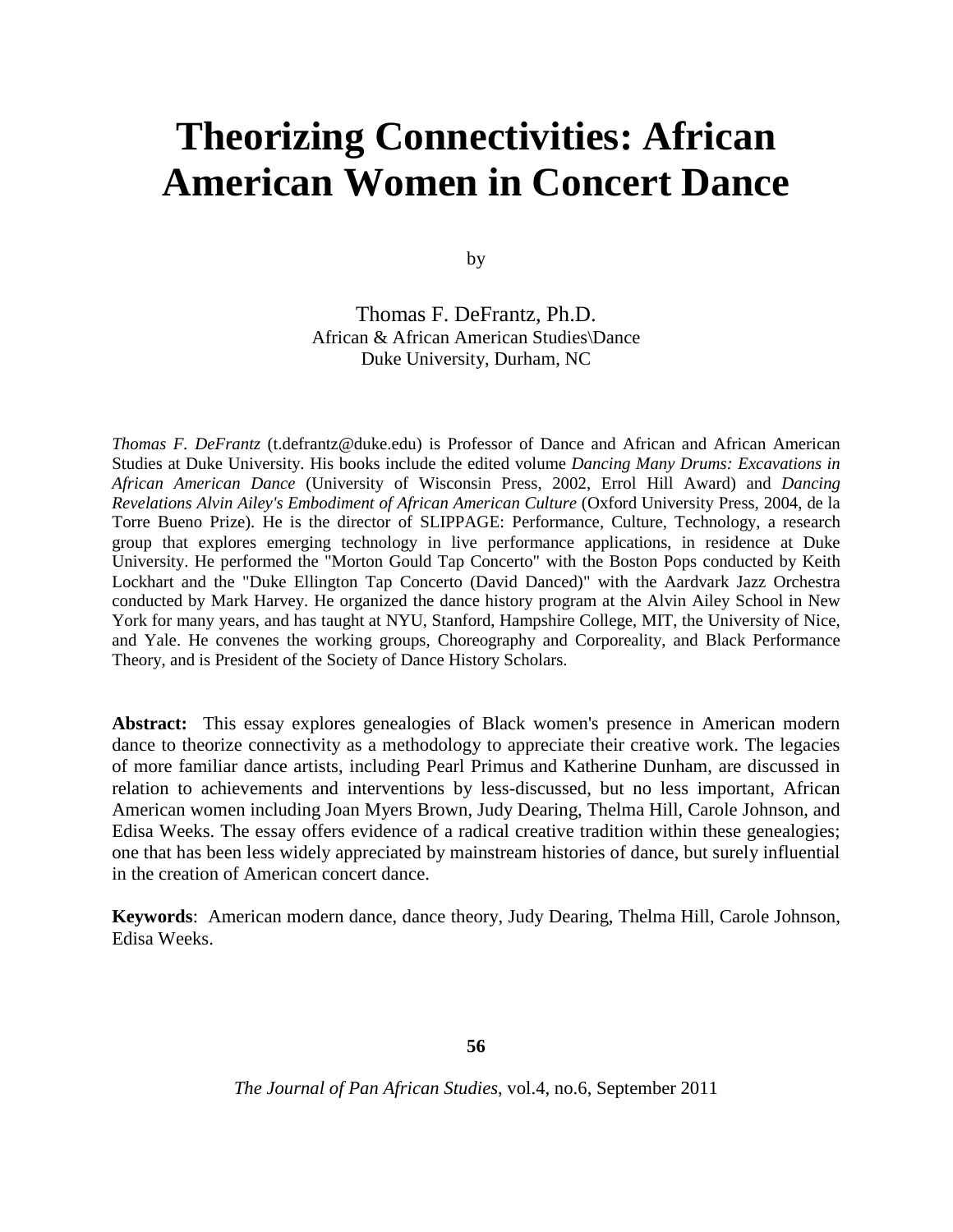# Theorizing Connectivities: African American Women in Concert Dance

by

Thomas F. DeFrantz, Ph.D.
African & African American Studies\Dance
Duke University, Durham, NC

*Thomas F. DeFrantz* (t.defrantz@duke.edu) is Professor of Dance and African and African American Studies at Duke University. His books include the edited volume *Dancing Many Drums: Excavations in African American Dance* (University of Wisconsin Press, 2002, Errol Hill Award) and *Dancing Revelations Alvin Ailey's Embodiment of African American Culture* (Oxford University Press, 2004, de la Torre Bueno Prize). He is the director of SLIPPAGE: Performance, Culture, Technology, a research group that explores emerging technology in live performance applications, in residence at Duke University. He performed the "Morton Gould Tap Concerto" with the Boston Pops conducted by Keith Lockhart and the "Duke Ellington Tap Concerto (David Danced)" with the Aardvark Jazz Orchestra conducted by Mark Harvey. He organized the dance history program at the Alvin Ailey School in New York for many years, and has taught at NYU, Stanford, Hampshire College, MIT, the University of Nice, and Yale. He convenes the working groups, Choreography and Corporeality, and Black Performance Theory, and is President of the Society of Dance History Scholars.

**Abstract:** This essay explores genealogies of Black women's presence in American modern dance to theorize connectivity as a methodology to appreciate their creative work. The legacies of more familiar dance artists, including Pearl Primus and Katherine Dunham, are discussed in relation to achievements and interventions by less-discussed, but no less important, African American women including Joan Myers Brown, Judy Dearing, Thelma Hill, Carole Johnson, and Edisa Weeks. The essay offers evidence of a radical creative tradition within these genealogies; one that has been less widely appreciated by mainstream histories of dance, but surely influential in the creation of American concert dance.

**Keywords**: American modern dance, dance theory, Judy Dearing, Thelma Hill, Carole Johnson, Edisa Weeks.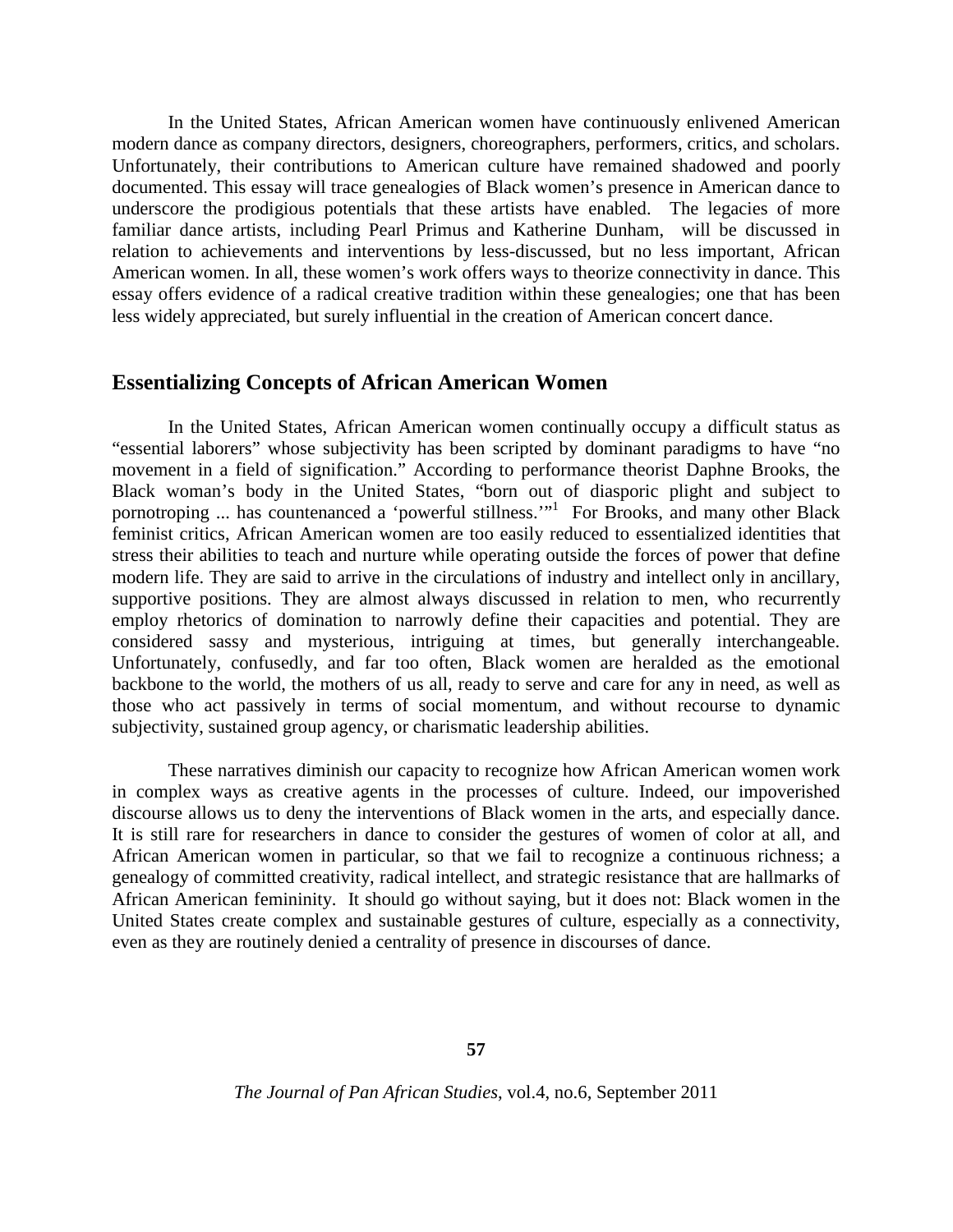In the United States, African American women have continuously enlivened American modern dance as company directors, designers, choreographers, performers, critics, and scholars. Unfortunately, their contributions to American culture have remained shadowed and poorly documented. This essay will trace genealogies of Black women's presence in American dance to underscore the prodigious potentials that these artists have enabled. The legacies of more familiar dance artists, including Pearl Primus and Katherine Dunham, will be discussed in relation to achievements and interventions by less-discussed, but no less important, African American women. In all, these women's work offers ways to theorize connectivity in dance. This essay offers evidence of a radical creative tradition within these genealogies; one that has been less widely appreciated, but surely influential in the creation of American concert dance.

## Essentializing Concepts of African American Women

In the United States, African American women continually occupy a difficult status as "essential laborers" whose subjectivity has been scripted by dominant paradigms to have "no movement in a field of signification." According to performance theorist Daphne Brooks, the Black woman's body in the United States, "born out of diasporic plight and subject to pornotroping ... has countenanced a 'powerful stillness.'"[1] For Brooks, and many other Black feminist critics, African American women are too easily reduced to essentialized identities that stress their abilities to teach and nurture while operating outside the forces of power that define modern life. They are said to arrive in the circulations of industry and intellect only in ancillary, supportive positions. They are almost always discussed in relation to men, who recurrently employ rhetorics of domination to narrowly define their capacities and potential. They are considered sassy and mysterious, intriguing at times, but generally interchangeable. Unfortunately, confusedly, and far too often, Black women are heralded as the emotional backbone to the world, the mothers of us all, ready to serve and care for any in need, as well as those who act passively in terms of social momentum, and without recourse to dynamic subjectivity, sustained group agency, or charismatic leadership abilities.

These narratives diminish our capacity to recognize how African American women work in complex ways as creative agents in the processes of culture. Indeed, our impoverished discourse allows us to deny the interventions of Black women in the arts, and especially dance. It is still rare for researchers in dance to consider the gestures of women of color at all, and African American women in particular, so that we fail to recognize a continuous richness; a genealogy of committed creativity, radical intellect, and strategic resistance that are hallmarks of African American femininity. It should go without saying, but it does not: Black women in the United States create complex and sustainable gestures of culture, especially as a connectivity, even as they are routinely denied a centrality of presence in discourses of dance.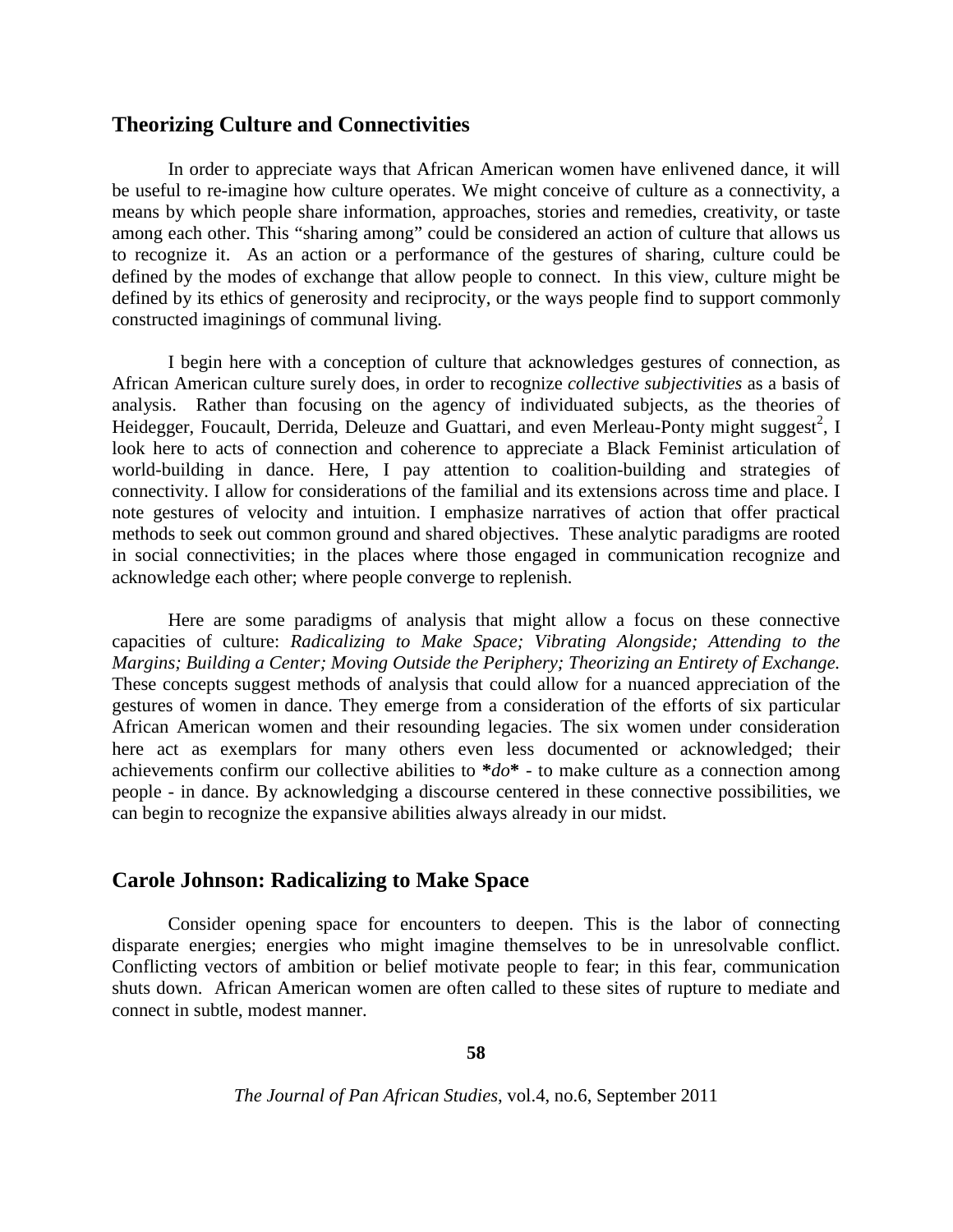## Theorizing Culture and Connectivities

In order to appreciate ways that African American women have enlivened dance, it will be useful to re-imagine how culture operates. We might conceive of culture as a connectivity, a means by which people share information, approaches, stories and remedies, creativity, or taste among each other. This "sharing among" could be considered an action of culture that allows us to recognize it. As an action or a performance of the gestures of sharing, culture could be defined by the modes of exchange that allow people to connect. In this view, culture might be defined by its ethics of generosity and reciprocity, or the ways people find to support commonly constructed imaginings of communal living.

I begin here with a conception of culture that acknowledges gestures of connection, as African American culture surely does, in order to recognize *collective subjectivities* as a basis of analysis. Rather than focusing on the agency of individuated subjects, as the theories of Heidegger, Foucault, Derrida, Deleuze and Guattari, and even Merleau-Ponty might suggest[2], I look here to acts of connection and coherence to appreciate a Black Feminist articulation of world-building in dance. Here, I pay attention to coalition-building and strategies of connectivity. I allow for considerations of the familial and its extensions across time and place. I note gestures of velocity and intuition. I emphasize narratives of action that offer practical methods to seek out common ground and shared objectives. These analytic paradigms are rooted in social connectivities; in the places where those engaged in communication recognize and acknowledge each other; where people converge to replenish.

Here are some paradigms of analysis that might allow a focus on these connective capacities of culture: *Radicalizing to Make Space; Vibrating Alongside; Attending to the Margins; Building a Center; Moving Outside the Periphery; Theorizing an Entirety of Exchange.* These concepts suggest methods of analysis that could allow for a nuanced appreciation of the gestures of women in dance. They emerge from a consideration of the efforts of six particular African American women and their resounding legacies. The six women under consideration here act as exemplars for many others even less documented or acknowledged; their achievements confirm our collective abilities to ***do*** - to make culture as a connection among people - in dance. By acknowledging a discourse centered in these connective possibilities, we can begin to recognize the expansive abilities always already in our midst.

## Carole Johnson: Radicalizing to Make Space

Consider opening space for encounters to deepen. This is the labor of connecting disparate energies; energies who might imagine themselves to be in unresolvable conflict. Conflicting vectors of ambition or belief motivate people to fear; in this fear, communication shuts down. African American women are often called to these sites of rupture to mediate and connect in subtle, modest manner.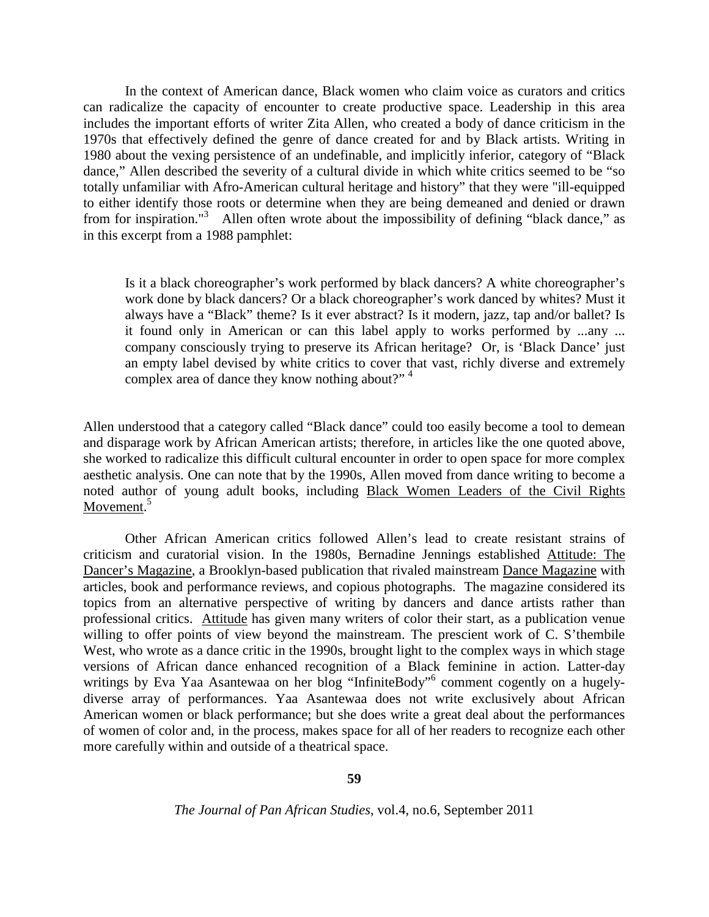In the context of American dance, Black women who claim voice as curators and critics can radicalize the capacity of encounter to create productive space. Leadership in this area includes the important efforts of writer Zita Allen, who created a body of dance criticism in the 1970s that effectively defined the genre of dance created for and by Black artists. Writing in 1980 about the vexing persistence of an undefinable, and implicitly inferior, category of "Black dance," Allen described the severity of a cultural divide in which white critics seemed to be "so totally unfamiliar with Afro-American cultural heritage and history" that they were "ill-equipped to either identify those roots or determine when they are being demeaned and denied or drawn from for inspiration."[3] Allen often wrote about the impossibility of defining "black dance," as in this excerpt from a 1988 pamphlet:

> Is it a black choreographer's work performed by black dancers? A white choreographer's work done by black dancers? Or a black choreographer's work danced by whites? Must it always have a "Black" theme? Is it ever abstract? Is it modern, jazz, tap and/or ballet? Is it found only in American or can this label apply to works performed by ...any ... company consciously trying to preserve its African heritage? Or, is 'Black Dance' just an empty label devised by white critics to cover that vast, richly diverse and extremely complex area of dance they know nothing about?" [4]

Allen understood that a category called "Black dance" could too easily become a tool to demean and disparage work by African American artists; therefore, in articles like the one quoted above, she worked to radicalize this difficult cultural encounter in order to open space for more complex aesthetic analysis. One can note that by the 1990s, Allen moved from dance writing to become a noted author of young adult books, including Black Women Leaders of the Civil Rights Movement.[5]

Other African American critics followed Allen's lead to create resistant strains of criticism and curatorial vision. In the 1980s, Bernadine Jennings established Attitude: The Dancer's Magazine, a Brooklyn-based publication that rivaled mainstream Dance Magazine with articles, book and performance reviews, and copious photographs. The magazine considered its topics from an alternative perspective of writing by dancers and dance artists rather than professional critics. Attitude has given many writers of color their start, as a publication venue willing to offer points of view beyond the mainstream. The prescient work of C. S'thembile West, who wrote as a dance critic in the 1990s, brought light to the complex ways in which stage versions of African dance enhanced recognition of a Black feminine in action. Latter-day writings by Eva Yaa Asantewaa on her blog "InfiniteBody"[6] comment cogently on a hugely-diverse array of performances. Yaa Asantewaa does not write exclusively about African American women or black performance; but she does write a great deal about the performances of women of color and, in the process, makes space for all of her readers to recognize each other more carefully within and outside of a theatrical space.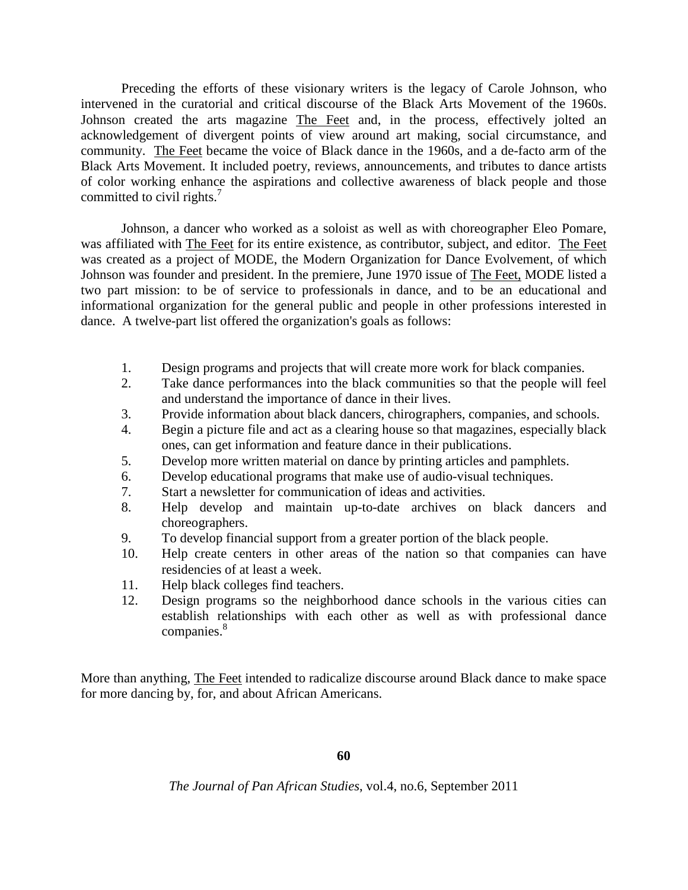Preceding the efforts of these visionary writers is the legacy of Carole Johnson, who intervened in the curatorial and critical discourse of the Black Arts Movement of the 1960s. Johnson created the arts magazine The Feet and, in the process, effectively jolted an acknowledgement of divergent points of view around art making, social circumstance, and community. The Feet became the voice of Black dance in the 1960s, and a de-facto arm of the Black Arts Movement. It included poetry, reviews, announcements, and tributes to dance artists of color working enhance the aspirations and collective awareness of black people and those committed to civil rights.[7]

Johnson, a dancer who worked as a soloist as well as with choreographer Eleo Pomare, was affiliated with The Feet for its entire existence, as contributor, subject, and editor. The Feet was created as a project of MODE, the Modern Organization for Dance Evolvement, of which Johnson was founder and president. In the premiere, June 1970 issue of The Feet, MODE listed a two part mission: to be of service to professionals in dance, and to be an educational and informational organization for the general public and people in other professions interested in dance. A twelve-part list offered the organization's goals as follows:

1. Design programs and projects that will create more work for black companies.
2. Take dance performances into the black communities so that the people will feel and understand the importance of dance in their lives.
3. Provide information about black dancers, chirographers, companies, and schools.
4. Begin a picture file and act as a clearing house so that magazines, especially black ones, can get information and feature dance in their publications.
5. Develop more written material on dance by printing articles and pamphlets.
6. Develop educational programs that make use of audio-visual techniques.
7. Start a newsletter for communication of ideas and activities.
8. Help develop and maintain up-to-date archives on black dancers and choreographers.
9. To develop financial support from a greater portion of the black people.
10. Help create centers in other areas of the nation so that companies can have residencies of at least a week.
11. Help black colleges find teachers.
12. Design programs so the neighborhood dance schools in the various cities can establish relationships with each other as well as with professional dance companies.[8]

More than anything, The Feet intended to radicalize discourse around Black dance to make space for more dancing by, for, and about African Americans.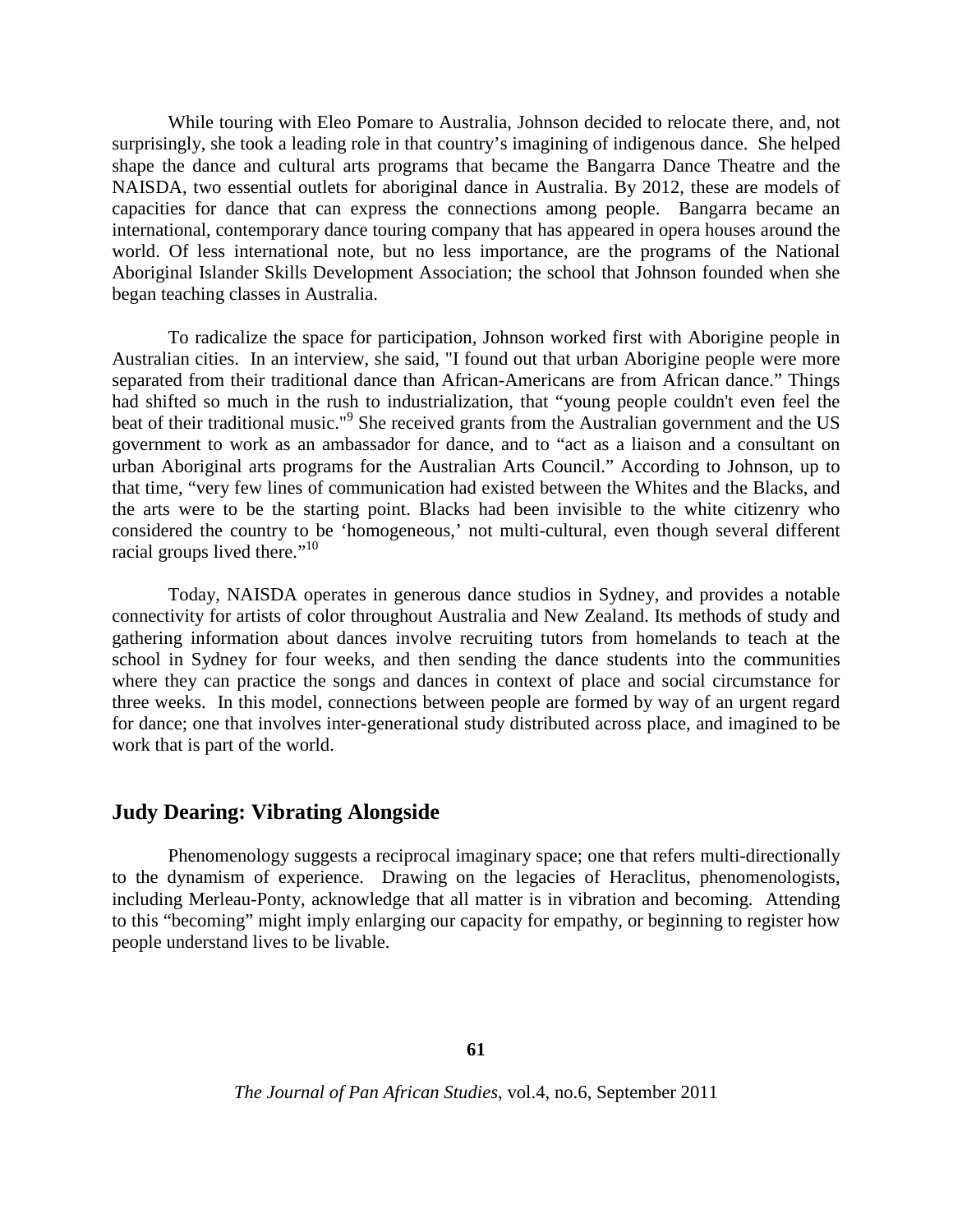While touring with Eleo Pomare to Australia, Johnson decided to relocate there, and, not surprisingly, she took a leading role in that country's imagining of indigenous dance. She helped shape the dance and cultural arts programs that became the Bangarra Dance Theatre and the NAISDA, two essential outlets for aboriginal dance in Australia. By 2012, these are models of capacities for dance that can express the connections among people. Bangarra became an international, contemporary dance touring company that has appeared in opera houses around the world. Of less international note, but no less importance, are the programs of the National Aboriginal Islander Skills Development Association; the school that Johnson founded when she began teaching classes in Australia.

To radicalize the space for participation, Johnson worked first with Aborigine people in Australian cities. In an interview, she said, "I found out that urban Aborigine people were more separated from their traditional dance than African-Americans are from African dance." Things had shifted so much in the rush to industrialization, that "young people couldn't even feel the beat of their traditional music."[9] She received grants from the Australian government and the US government to work as an ambassador for dance, and to "act as a liaison and a consultant on urban Aboriginal arts programs for the Australian Arts Council." According to Johnson, up to that time, "very few lines of communication had existed between the Whites and the Blacks, and the arts were to be the starting point. Blacks had been invisible to the white citizenry who considered the country to be 'homogeneous,' not multi-cultural, even though several different racial groups lived there."[10]

Today, NAISDA operates in generous dance studios in Sydney, and provides a notable connectivity for artists of color throughout Australia and New Zealand. Its methods of study and gathering information about dances involve recruiting tutors from homelands to teach at the school in Sydney for four weeks, and then sending the dance students into the communities where they can practice the songs and dances in context of place and social circumstance for three weeks. In this model, connections between people are formed by way of an urgent regard for dance; one that involves inter-generational study distributed across place, and imagined to be work that is part of the world.

## Judy Dearing: Vibrating Alongside

Phenomenology suggests a reciprocal imaginary space; one that refers multi-directionally to the dynamism of experience. Drawing on the legacies of Heraclitus, phenomenologists, including Merleau-Ponty, acknowledge that all matter is in vibration and becoming. Attending to this "becoming" might imply enlarging our capacity for empathy, or beginning to register how people understand lives to be livable.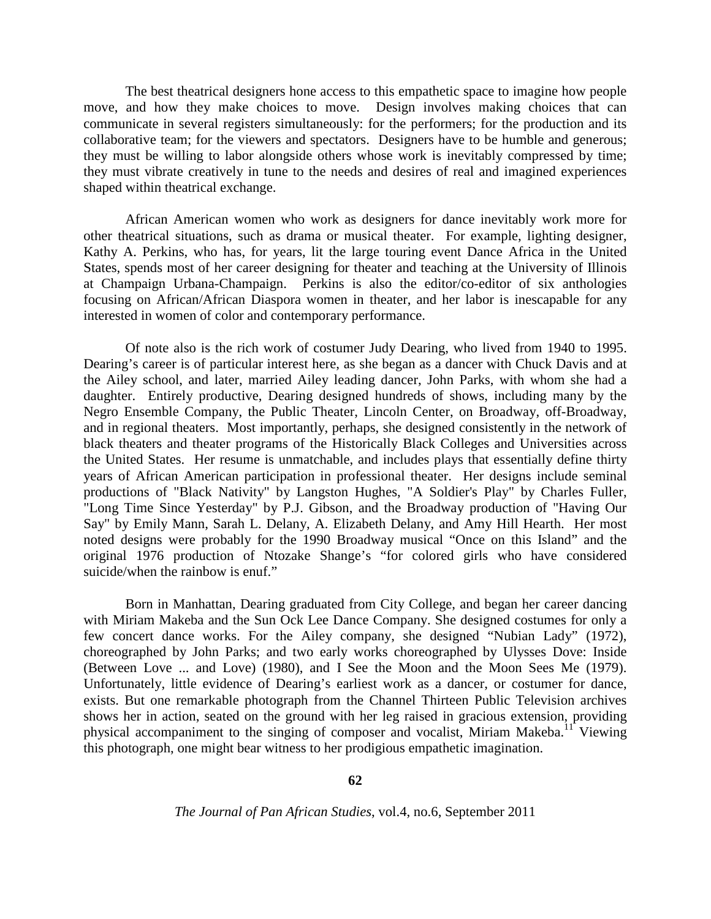The best theatrical designers hone access to this empathetic space to imagine how people move, and how they make choices to move. Design involves making choices that can communicate in several registers simultaneously: for the performers; for the production and its collaborative team; for the viewers and spectators. Designers have to be humble and generous; they must be willing to labor alongside others whose work is inevitably compressed by time; they must vibrate creatively in tune to the needs and desires of real and imagined experiences shaped within theatrical exchange.

African American women who work as designers for dance inevitably work more for other theatrical situations, such as drama or musical theater. For example, lighting designer, Kathy A. Perkins, who has, for years, lit the large touring event Dance Africa in the United States, spends most of her career designing for theater and teaching at the University of Illinois at Champaign Urbana-Champaign. Perkins is also the editor/co-editor of six anthologies focusing on African/African Diaspora women in theater, and her labor is inescapable for any interested in women of color and contemporary performance.

Of note also is the rich work of costumer Judy Dearing, who lived from 1940 to 1995. Dearing's career is of particular interest here, as she began as a dancer with Chuck Davis and at the Ailey school, and later, married Ailey leading dancer, John Parks, with whom she had a daughter. Entirely productive, Dearing designed hundreds of shows, including many by the Negro Ensemble Company, the Public Theater, Lincoln Center, on Broadway, off-Broadway, and in regional theaters. Most importantly, perhaps, she designed consistently in the network of black theaters and theater programs of the Historically Black Colleges and Universities across the United States. Her resume is unmatchable, and includes plays that essentially define thirty years of African American participation in professional theater. Her designs include seminal productions of "Black Nativity" by Langston Hughes, "A Soldier's Play" by Charles Fuller, "Long Time Since Yesterday" by P.J. Gibson, and the Broadway production of "Having Our Say" by Emily Mann, Sarah L. Delany, A. Elizabeth Delany, and Amy Hill Hearth. Her most noted designs were probably for the 1990 Broadway musical "Once on this Island" and the original 1976 production of Ntozake Shange's "for colored girls who have considered suicide/when the rainbow is enuf."

Born in Manhattan, Dearing graduated from City College, and began her career dancing with Miriam Makeba and the Sun Ock Lee Dance Company. She designed costumes for only a few concert dance works. For the Ailey company, she designed "Nubian Lady" (1972), choreographed by John Parks; and two early works choreographed by Ulysses Dove: Inside (Between Love ... and Love) (1980), and I See the Moon and the Moon Sees Me (1979). Unfortunately, little evidence of Dearing's earliest work as a dancer, or costumer for dance, exists. But one remarkable photograph from the Channel Thirteen Public Television archives shows her in action, seated on the ground with her leg raised in gracious extension, providing physical accompaniment to the singing of composer and vocalist, Miriam Makeba.[11] Viewing this photograph, one might bear witness to her prodigious empathetic imagination.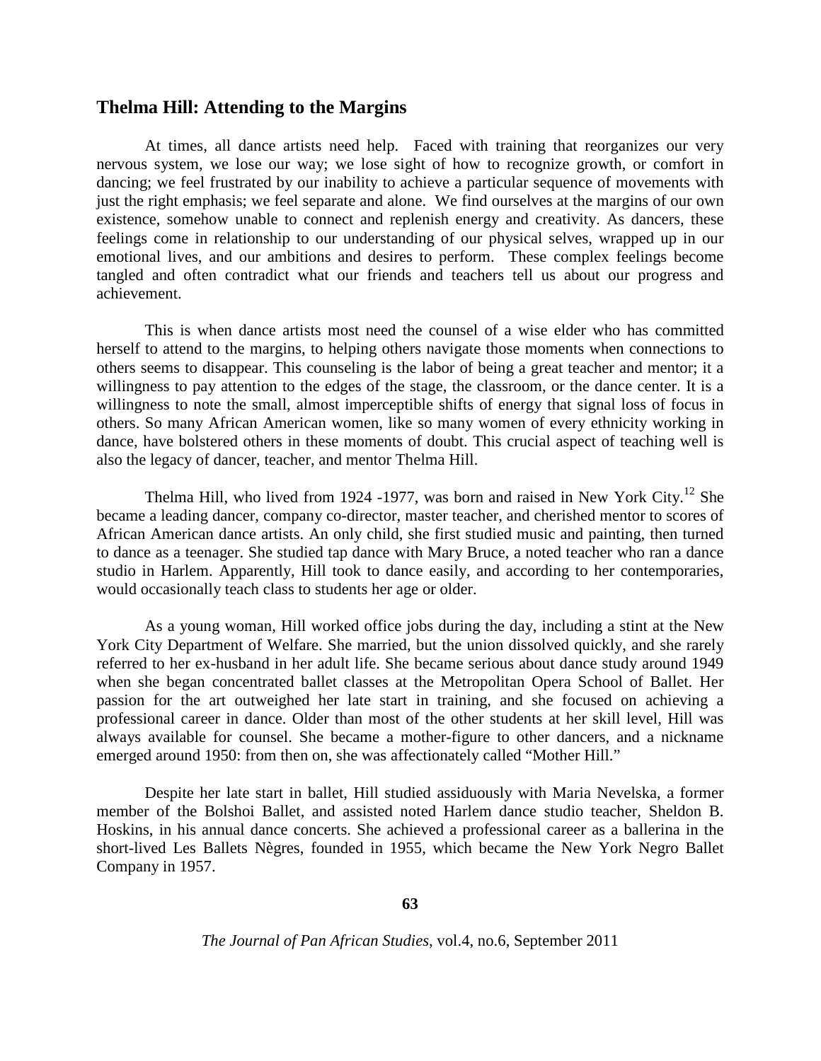## Thelma Hill: Attending to the Margins

At times, all dance artists need help. Faced with training that reorganizes our very nervous system, we lose our way; we lose sight of how to recognize growth, or comfort in dancing; we feel frustrated by our inability to achieve a particular sequence of movements with just the right emphasis; we feel separate and alone. We find ourselves at the margins of our own existence, somehow unable to connect and replenish energy and creativity. As dancers, these feelings come in relationship to our understanding of our physical selves, wrapped up in our emotional lives, and our ambitions and desires to perform. These complex feelings become tangled and often contradict what our friends and teachers tell us about our progress and achievement.

This is when dance artists most need the counsel of a wise elder who has committed herself to attend to the margins, to helping others navigate those moments when connections to others seems to disappear. This counseling is the labor of being a great teacher and mentor; it a willingness to pay attention to the edges of the stage, the classroom, or the dance center. It is a willingness to note the small, almost imperceptible shifts of energy that signal loss of focus in others. So many African American women, like so many women of every ethnicity working in dance, have bolstered others in these moments of doubt. This crucial aspect of teaching well is also the legacy of dancer, teacher, and mentor Thelma Hill.

Thelma Hill, who lived from 1924 -1977, was born and raised in New York City.[12] She became a leading dancer, company co-director, master teacher, and cherished mentor to scores of African American dance artists. An only child, she first studied music and painting, then turned to dance as a teenager. She studied tap dance with Mary Bruce, a noted teacher who ran a dance studio in Harlem. Apparently, Hill took to dance easily, and according to her contemporaries, would occasionally teach class to students her age or older.

As a young woman, Hill worked office jobs during the day, including a stint at the New York City Department of Welfare. She married, but the union dissolved quickly, and she rarely referred to her ex-husband in her adult life. She became serious about dance study around 1949 when she began concentrated ballet classes at the Metropolitan Opera School of Ballet. Her passion for the art outweighed her late start in training, and she focused on achieving a professional career in dance. Older than most of the other students at her skill level, Hill was always available for counsel. She became a mother-figure to other dancers, and a nickname emerged around 1950: from then on, she was affectionately called "Mother Hill."

Despite her late start in ballet, Hill studied assiduously with Maria Nevelska, a former member of the Bolshoi Ballet, and assisted noted Harlem dance studio teacher, Sheldon B. Hoskins, in his annual dance concerts. She achieved a professional career as a ballerina in the short-lived Les Ballets Nègres, founded in 1955, which became the New York Negro Ballet Company in 1957.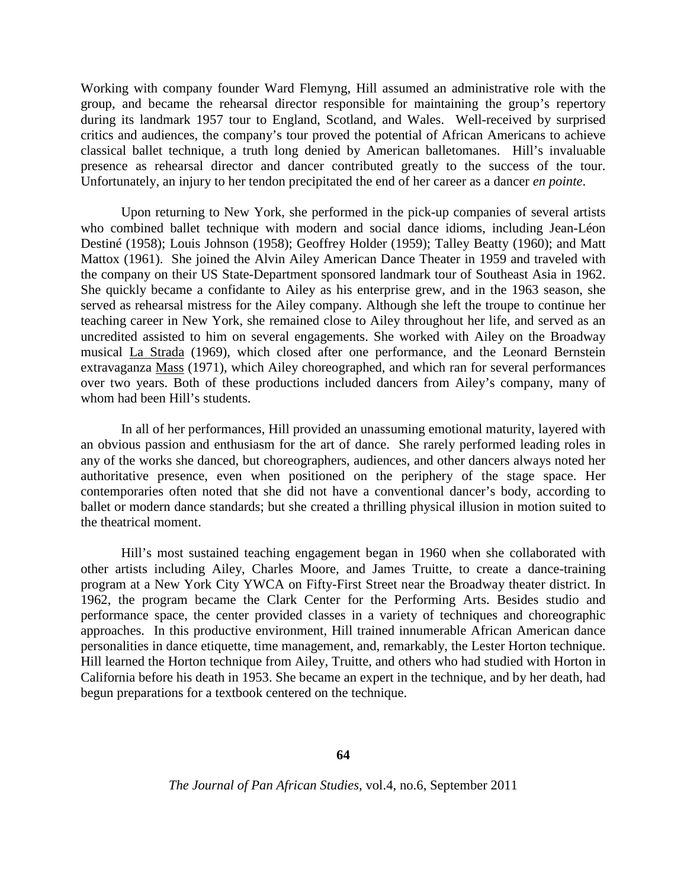Working with company founder Ward Flemyng, Hill assumed an administrative role with the group, and became the rehearsal director responsible for maintaining the group's repertory during its landmark 1957 tour to England, Scotland, and Wales. Well-received by surprised critics and audiences, the company's tour proved the potential of African Americans to achieve classical ballet technique, a truth long denied by American balletomanes. Hill's invaluable presence as rehearsal director and dancer contributed greatly to the success of the tour. Unfortunately, an injury to her tendon precipitated the end of her career as a dancer *en pointe*.

Upon returning to New York, she performed in the pick-up companies of several artists who combined ballet technique with modern and social dance idioms, including Jean-Léon Destiné (1958); Louis Johnson (1958); Geoffrey Holder (1959); Talley Beatty (1960); and Matt Mattox (1961). She joined the Alvin Ailey American Dance Theater in 1959 and traveled with the company on their US State-Department sponsored landmark tour of Southeast Asia in 1962. She quickly became a confidante to Ailey as his enterprise grew, and in the 1963 season, she served as rehearsal mistress for the Ailey company. Although she left the troupe to continue her teaching career in New York, she remained close to Ailey throughout her life, and served as an uncredited assisted to him on several engagements. She worked with Ailey on the Broadway musical La Strada (1969), which closed after one performance, and the Leonard Bernstein extravaganza Mass (1971), which Ailey choreographed, and which ran for several performances over two years. Both of these productions included dancers from Ailey's company, many of whom had been Hill's students.

In all of her performances, Hill provided an unassuming emotional maturity, layered with an obvious passion and enthusiasm for the art of dance. She rarely performed leading roles in any of the works she danced, but choreographers, audiences, and other dancers always noted her authoritative presence, even when positioned on the periphery of the stage space. Her contemporaries often noted that she did not have a conventional dancer's body, according to ballet or modern dance standards; but she created a thrilling physical illusion in motion suited to the theatrical moment.

Hill's most sustained teaching engagement began in 1960 when she collaborated with other artists including Ailey, Charles Moore, and James Truitte, to create a dance-training program at a New York City YWCA on Fifty-First Street near the Broadway theater district. In 1962, the program became the Clark Center for the Performing Arts. Besides studio and performance space, the center provided classes in a variety of techniques and choreographic approaches. In this productive environment, Hill trained innumerable African American dance personalities in dance etiquette, time management, and, remarkably, the Lester Horton technique. Hill learned the Horton technique from Ailey, Truitte, and others who had studied with Horton in California before his death in 1953. She became an expert in the technique, and by her death, had begun preparations for a textbook centered on the technique.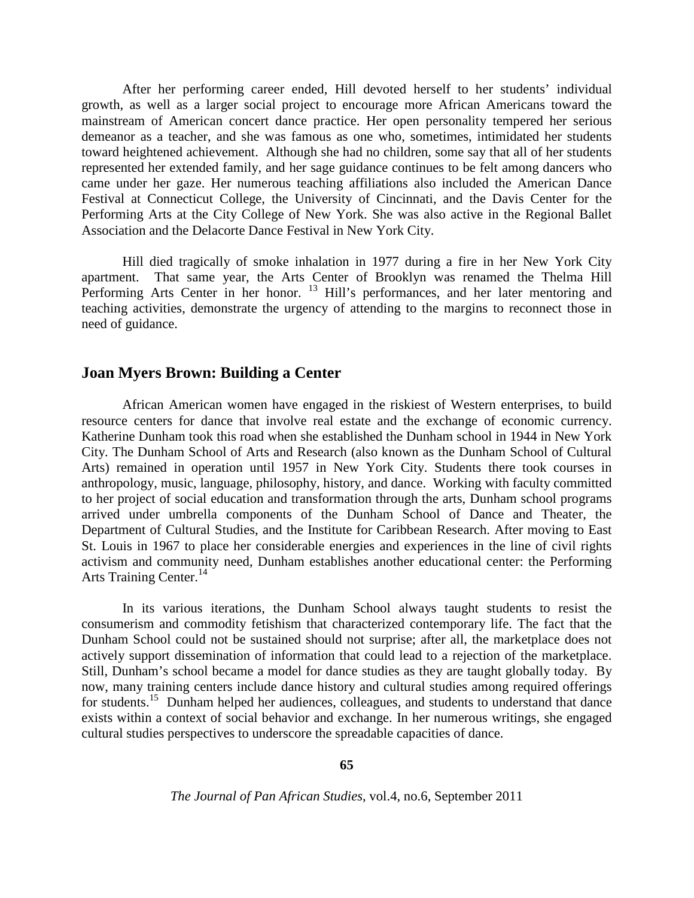After her performing career ended, Hill devoted herself to her students' individual growth, as well as a larger social project to encourage more African Americans toward the mainstream of American concert dance practice. Her open personality tempered her serious demeanor as a teacher, and she was famous as one who, sometimes, intimidated her students toward heightened achievement. Although she had no children, some say that all of her students represented her extended family, and her sage guidance continues to be felt among dancers who came under her gaze. Her numerous teaching affiliations also included the American Dance Festival at Connecticut College, the University of Cincinnati, and the Davis Center for the Performing Arts at the City College of New York. She was also active in the Regional Ballet Association and the Delacorte Dance Festival in New York City.

Hill died tragically of smoke inhalation in 1977 during a fire in her New York City apartment. That same year, the Arts Center of Brooklyn was renamed the Thelma Hill Performing Arts Center in her honor. [13] Hill's performances, and her later mentoring and teaching activities, demonstrate the urgency of attending to the margins to reconnect those in need of guidance.

## Joan Myers Brown: Building a Center

African American women have engaged in the riskiest of Western enterprises, to build resource centers for dance that involve real estate and the exchange of economic currency. Katherine Dunham took this road when she established the Dunham school in 1944 in New York City. The Dunham School of Arts and Research (also known as the Dunham School of Cultural Arts) remained in operation until 1957 in New York City. Students there took courses in anthropology, music, language, philosophy, history, and dance. Working with faculty committed to her project of social education and transformation through the arts, Dunham school programs arrived under umbrella components of the Dunham School of Dance and Theater, the Department of Cultural Studies, and the Institute for Caribbean Research. After moving to East St. Louis in 1967 to place her considerable energies and experiences in the line of civil rights activism and community need, Dunham establishes another educational center: the Performing Arts Training Center.[14]

In its various iterations, the Dunham School always taught students to resist the consumerism and commodity fetishism that characterized contemporary life. The fact that the Dunham School could not be sustained should not surprise; after all, the marketplace does not actively support dissemination of information that could lead to a rejection of the marketplace. Still, Dunham's school became a model for dance studies as they are taught globally today. By now, many training centers include dance history and cultural studies among required offerings for students.[15] Dunham helped her audiences, colleagues, and students to understand that dance exists within a context of social behavior and exchange. In her numerous writings, she engaged cultural studies perspectives to underscore the spreadable capacities of dance.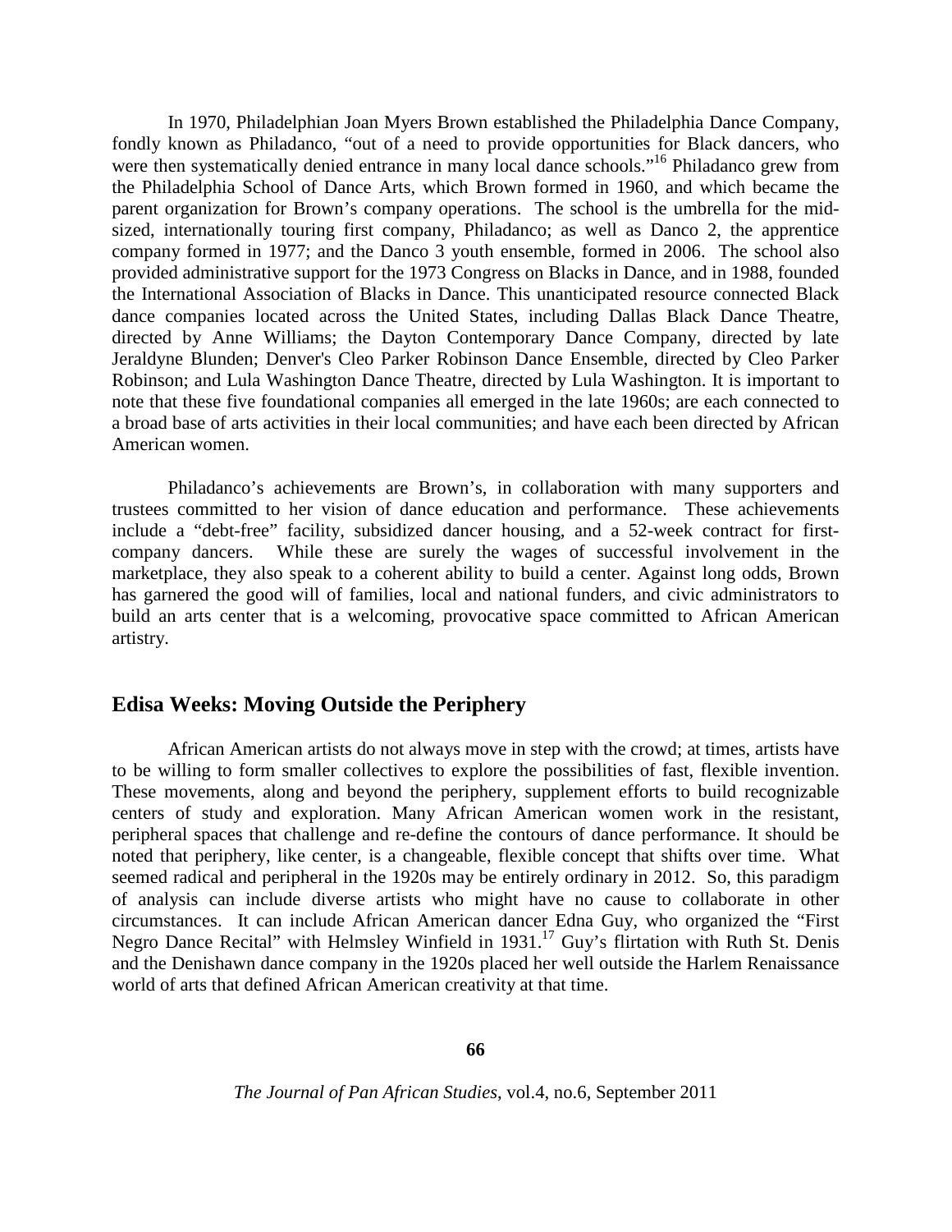In 1970, Philadelphian Joan Myers Brown established the Philadelphia Dance Company, fondly known as Philadanco, "out of a need to provide opportunities for Black dancers, who were then systematically denied entrance in many local dance schools."[16] Philadanco grew from the Philadelphia School of Dance Arts, which Brown formed in 1960, and which became the parent organization for Brown's company operations. The school is the umbrella for the mid-sized, internationally touring first company, Philadanco; as well as Danco 2, the apprentice company formed in 1977; and the Danco 3 youth ensemble, formed in 2006. The school also provided administrative support for the 1973 Congress on Blacks in Dance, and in 1988, founded the International Association of Blacks in Dance. This unanticipated resource connected Black dance companies located across the United States, including Dallas Black Dance Theatre, directed by Anne Williams; the Dayton Contemporary Dance Company, directed by late Jeraldyne Blunden; Denver's Cleo Parker Robinson Dance Ensemble, directed by Cleo Parker Robinson; and Lula Washington Dance Theatre, directed by Lula Washington. It is important to note that these five foundational companies all emerged in the late 1960s; are each connected to a broad base of arts activities in their local communities; and have each been directed by African American women.

Philadanco's achievements are Brown's, in collaboration with many supporters and trustees committed to her vision of dance education and performance. These achievements include a "debt-free" facility, subsidized dancer housing, and a 52-week contract for first-company dancers. While these are surely the wages of successful involvement in the marketplace, they also speak to a coherent ability to build a center. Against long odds, Brown has garnered the good will of families, local and national funders, and civic administrators to build an arts center that is a welcoming, provocative space committed to African American artistry.

## Edisa Weeks: Moving Outside the Periphery

African American artists do not always move in step with the crowd; at times, artists have to be willing to form smaller collectives to explore the possibilities of fast, flexible invention. These movements, along and beyond the periphery, supplement efforts to build recognizable centers of study and exploration. Many African American women work in the resistant, peripheral spaces that challenge and re-define the contours of dance performance. It should be noted that periphery, like center, is a changeable, flexible concept that shifts over time. What seemed radical and peripheral in the 1920s may be entirely ordinary in 2012. So, this paradigm of analysis can include diverse artists who might have no cause to collaborate in other circumstances. It can include African American dancer Edna Guy, who organized the "First Negro Dance Recital" with Helmsley Winfield in 1931.[17] Guy's flirtation with Ruth St. Denis and the Denishawn dance company in the 1920s placed her well outside the Harlem Renaissance world of arts that defined African American creativity at that time.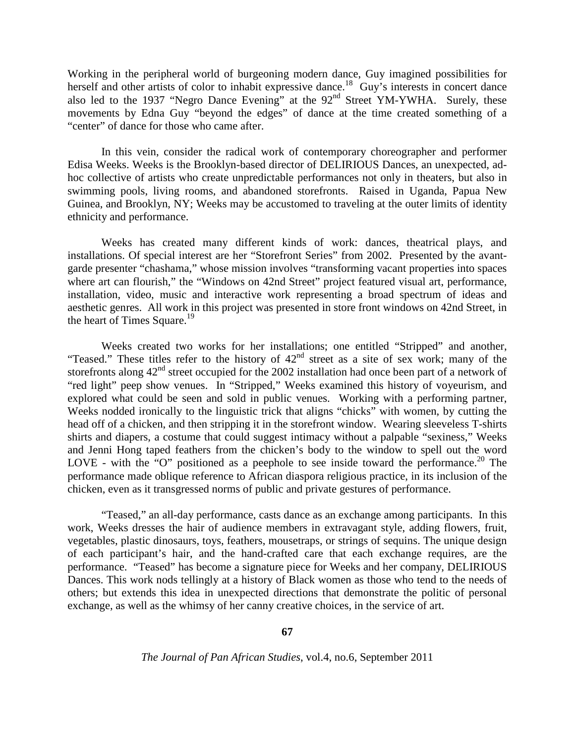Working in the peripheral world of burgeoning modern dance, Guy imagined possibilities for herself and other artists of color to inhabit expressive dance.[18] Guy's interests in concert dance also led to the 1937 "Negro Dance Evening" at the 92nd Street YM-YWHA. Surely, these movements by Edna Guy "beyond the edges" of dance at the time created something of a "center" of dance for those who came after.

In this vein, consider the radical work of contemporary choreographer and performer Edisa Weeks. Weeks is the Brooklyn-based director of DELIRIOUS Dances, an unexpected, ad-hoc collective of artists who create unpredictable performances not only in theaters, but also in swimming pools, living rooms, and abandoned storefronts. Raised in Uganda, Papua New Guinea, and Brooklyn, NY; Weeks may be accustomed to traveling at the outer limits of identity ethnicity and performance.

Weeks has created many different kinds of work: dances, theatrical plays, and installations. Of special interest are her "Storefront Series" from 2002. Presented by the avant-garde presenter "chashama," whose mission involves "transforming vacant properties into spaces where art can flourish," the "Windows on 42nd Street" project featured visual art, performance, installation, video, music and interactive work representing a broad spectrum of ideas and aesthetic genres. All work in this project was presented in store front windows on 42nd Street, in the heart of Times Square.[19]

Weeks created two works for her installations; one entitled "Stripped" and another, "Teased." These titles refer to the history of 42nd street as a site of sex work; many of the storefronts along 42nd street occupied for the 2002 installation had once been part of a network of "red light" peep show venues. In "Stripped," Weeks examined this history of voyeurism, and explored what could be seen and sold in public venues. Working with a performing partner, Weeks nodded ironically to the linguistic trick that aligns "chicks" with women, by cutting the head off of a chicken, and then stripping it in the storefront window. Wearing sleeveless T-shirts shirts and diapers, a costume that could suggest intimacy without a palpable "sexiness," Weeks and Jenni Hong taped feathers from the chicken's body to the window to spell out the word LOVE - with the "O" positioned as a peephole to see inside toward the performance.[20] The performance made oblique reference to African diaspora religious practice, in its inclusion of the chicken, even as it transgressed norms of public and private gestures of performance.

"Teased," an all-day performance, casts dance as an exchange among participants. In this work, Weeks dresses the hair of audience members in extravagant style, adding flowers, fruit, vegetables, plastic dinosaurs, toys, feathers, mousetraps, or strings of sequins. The unique design of each participant's hair, and the hand-crafted care that each exchange requires, are the performance. "Teased" has become a signature piece for Weeks and her company, DELIRIOUS Dances. This work nods tellingly at a history of Black women as those who tend to the needs of others; but extends this idea in unexpected directions that demonstrate the politic of personal exchange, as well as the whimsy of her canny creative choices, in the service of art.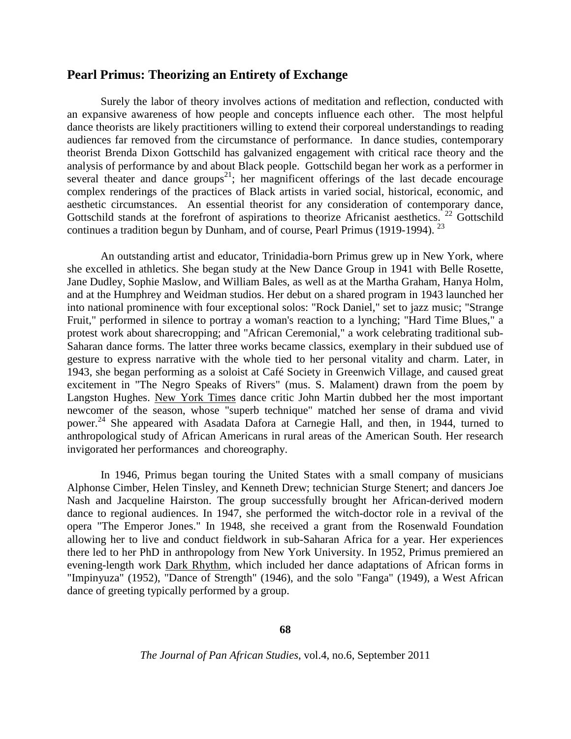## Pearl Primus: Theorizing an Entirety of Exchange

Surely the labor of theory involves actions of meditation and reflection, conducted with an expansive awareness of how people and concepts influence each other. The most helpful dance theorists are likely practitioners willing to extend their corporeal understandings to reading audiences far removed from the circumstance of performance. In dance studies, contemporary theorist Brenda Dixon Gottschild has galvanized engagement with critical race theory and the analysis of performance by and about Black people. Gottschild began her work as a performer in several theater and dance groups[21]; her magnificent offerings of the last decade encourage complex renderings of the practices of Black artists in varied social, historical, economic, and aesthetic circumstances. An essential theorist for any consideration of contemporary dance, Gottschild stands at the forefront of aspirations to theorize Africanist aesthetics. [22] Gottschild continues a tradition begun by Dunham, and of course, Pearl Primus (1919-1994). [23]

An outstanding artist and educator, Trinidadia-born Primus grew up in New York, where she excelled in athletics. She began study at the New Dance Group in 1941 with Belle Rosette, Jane Dudley, Sophie Maslow, and William Bales, as well as at the Martha Graham, Hanya Holm, and at the Humphrey and Weidman studios. Her debut on a shared program in 1943 launched her into national prominence with four exceptional solos: "Rock Daniel," set to jazz music; "Strange Fruit," performed in silence to portray a woman's reaction to a lynching; "Hard Time Blues," a protest work about sharecropping; and "African Ceremonial," a work celebrating traditional sub-Saharan dance forms. The latter three works became classics, exemplary in their subdued use of gesture to express narrative with the whole tied to her personal vitality and charm. Later, in 1943, she began performing as a soloist at Café Society in Greenwich Village, and caused great excitement in "The Negro Speaks of Rivers" (mus. S. Malament) drawn from the poem by Langston Hughes. New York Times dance critic John Martin dubbed her the most important newcomer of the season, whose "superb technique" matched her sense of drama and vivid power.[24] She appeared with Asadata Dafora at Carnegie Hall, and then, in 1944, turned to anthropological study of African Americans in rural areas of the American South. Her research invigorated her performances and choreography.

In 1946, Primus began touring the United States with a small company of musicians Alphonse Cimber, Helen Tinsley, and Kenneth Drew; technician Sturge Stenert; and dancers Joe Nash and Jacqueline Hairston. The group successfully brought her African-derived modern dance to regional audiences. In 1947, she performed the witch-doctor role in a revival of the opera "The Emperor Jones." In 1948, she received a grant from the Rosenwald Foundation allowing her to live and conduct fieldwork in sub-Saharan Africa for a year. Her experiences there led to her PhD in anthropology from New York University. In 1952, Primus premiered an evening-length work Dark Rhythm, which included her dance adaptations of African forms in "Impinyuza" (1952), "Dance of Strength" (1946), and the solo "Fanga" (1949), a West African dance of greeting typically performed by a group.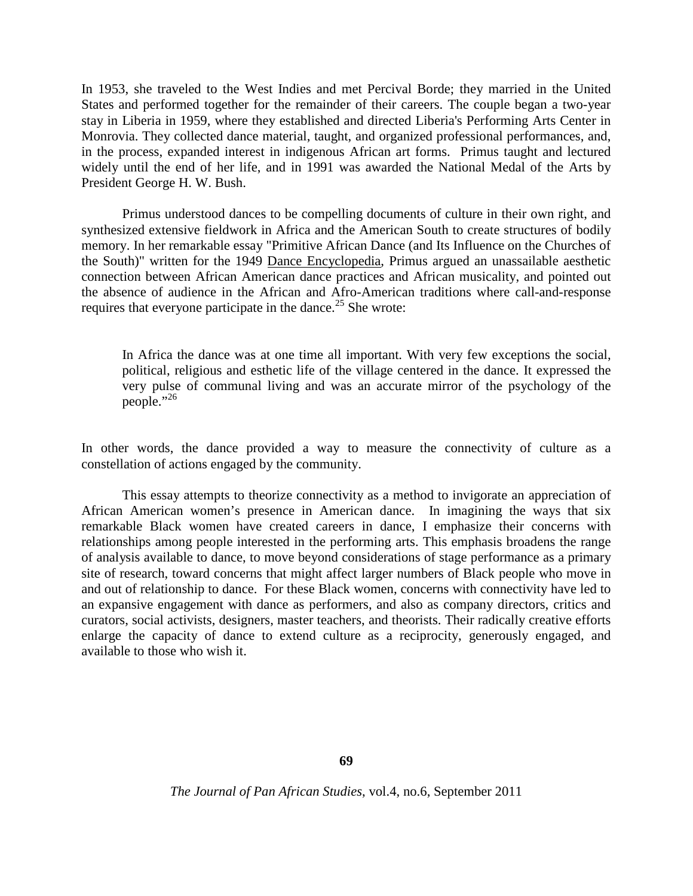In 1953, she traveled to the West Indies and met Percival Borde; they married in the United States and performed together for the remainder of their careers. The couple began a two-year stay in Liberia in 1959, where they established and directed Liberia's Performing Arts Center in Monrovia. They collected dance material, taught, and organized professional performances, and, in the process, expanded interest in indigenous African art forms. Primus taught and lectured widely until the end of her life, and in 1991 was awarded the National Medal of the Arts by President George H. W. Bush.

Primus understood dances to be compelling documents of culture in their own right, and synthesized extensive fieldwork in Africa and the American South to create structures of bodily memory. In her remarkable essay "Primitive African Dance (and Its Influence on the Churches of the South)" written for the 1949 Dance Encyclopedia, Primus argued an unassailable aesthetic connection between African American dance practices and African musicality, and pointed out the absence of audience in the African and Afro-American traditions where call-and-response requires that everyone participate in the dance.[25] She wrote:

> In Africa the dance was at one time all important. With very few exceptions the social, political, religious and esthetic life of the village centered in the dance. It expressed the very pulse of communal living and was an accurate mirror of the psychology of the people."[26]

In other words, the dance provided a way to measure the connectivity of culture as a constellation of actions engaged by the community.

This essay attempts to theorize connectivity as a method to invigorate an appreciation of African American women's presence in American dance. In imagining the ways that six remarkable Black women have created careers in dance, I emphasize their concerns with relationships among people interested in the performing arts. This emphasis broadens the range of analysis available to dance, to move beyond considerations of stage performance as a primary site of research, toward concerns that might affect larger numbers of Black people who move in and out of relationship to dance. For these Black women, concerns with connectivity have led to an expansive engagement with dance as performers, and also as company directors, critics and curators, social activists, designers, master teachers, and theorists. Their radically creative efforts enlarge the capacity of dance to extend culture as a reciprocity, generously engaged, and available to those who wish it.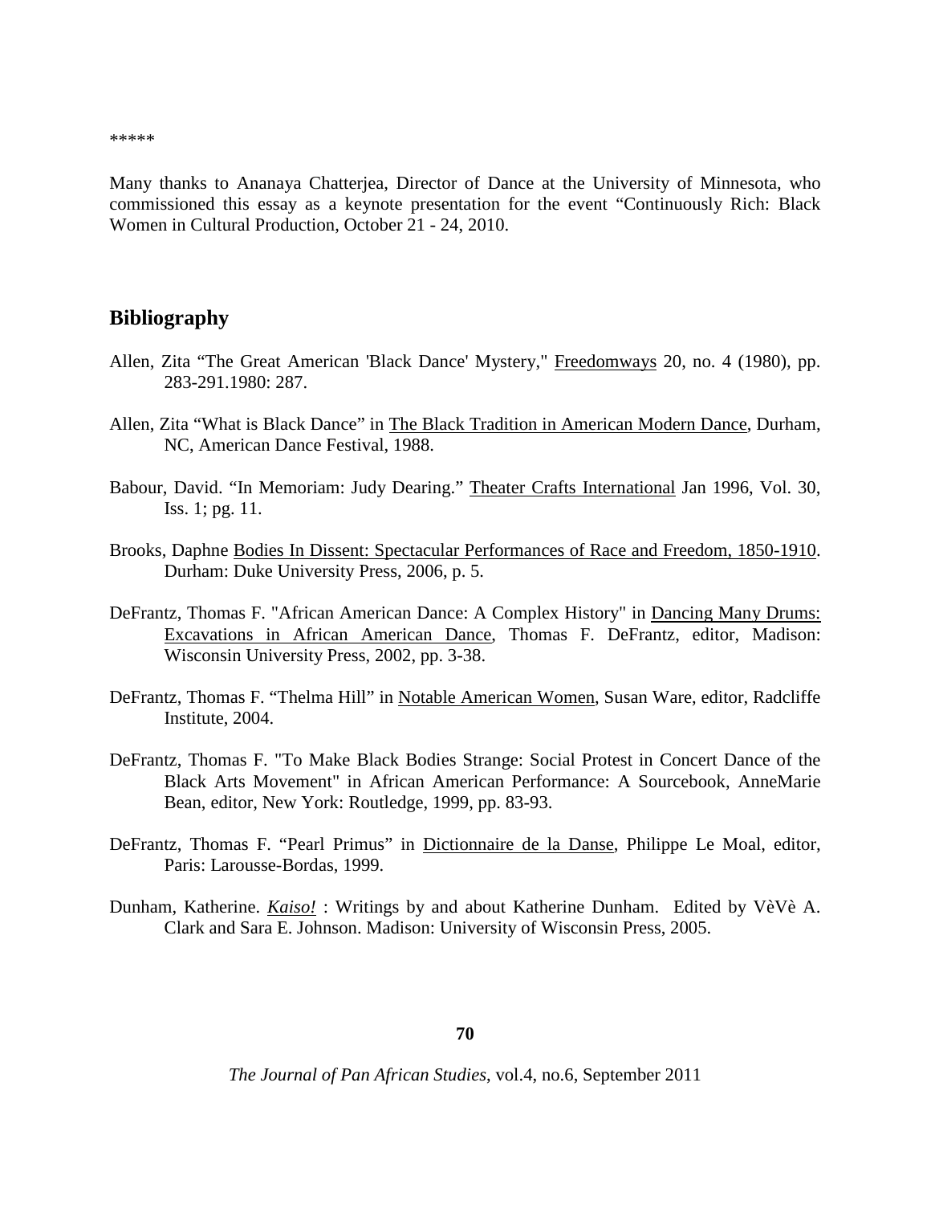*****

Many thanks to Ananaya Chatterjea, Director of Dance at the University of Minnesota, who commissioned this essay as a keynote presentation for the event "Continuously Rich: Black Women in Cultural Production, October 21 - 24, 2010.

## Bibliography

Allen, Zita "The Great American 'Black Dance' Mystery," Freedomways 20, no. 4 (1980), pp. 283-291.1980: 287.

Allen, Zita "What is Black Dance" in The Black Tradition in American Modern Dance, Durham, NC, American Dance Festival, 1988.

Babour, David. "In Memoriam: Judy Dearing." Theater Crafts International Jan 1996, Vol. 30, Iss. 1; pg. 11.

Brooks, Daphne Bodies In Dissent: Spectacular Performances of Race and Freedom, 1850-1910. Durham: Duke University Press, 2006, p. 5.

DeFrantz, Thomas F. "African American Dance: A Complex History" in Dancing Many Drums: Excavations in African American Dance, Thomas F. DeFrantz, editor, Madison: Wisconsin University Press, 2002, pp. 3-38.

DeFrantz, Thomas F. "Thelma Hill" in Notable American Women, Susan Ware, editor, Radcliffe Institute, 2004.

DeFrantz, Thomas F. "To Make Black Bodies Strange: Social Protest in Concert Dance of the Black Arts Movement" in African American Performance: A Sourcebook, AnneMarie Bean, editor, New York: Routledge, 1999, pp. 83-93.

DeFrantz, Thomas F. "Pearl Primus" in Dictionnaire de la Danse, Philippe Le Moal, editor, Paris: Larousse-Bordas, 1999.

Dunham, Katherine. *Kaiso!* : Writings by and about Katherine Dunham. Edited by VèVè A. Clark and Sara E. Johnson. Madison: University of Wisconsin Press, 2005.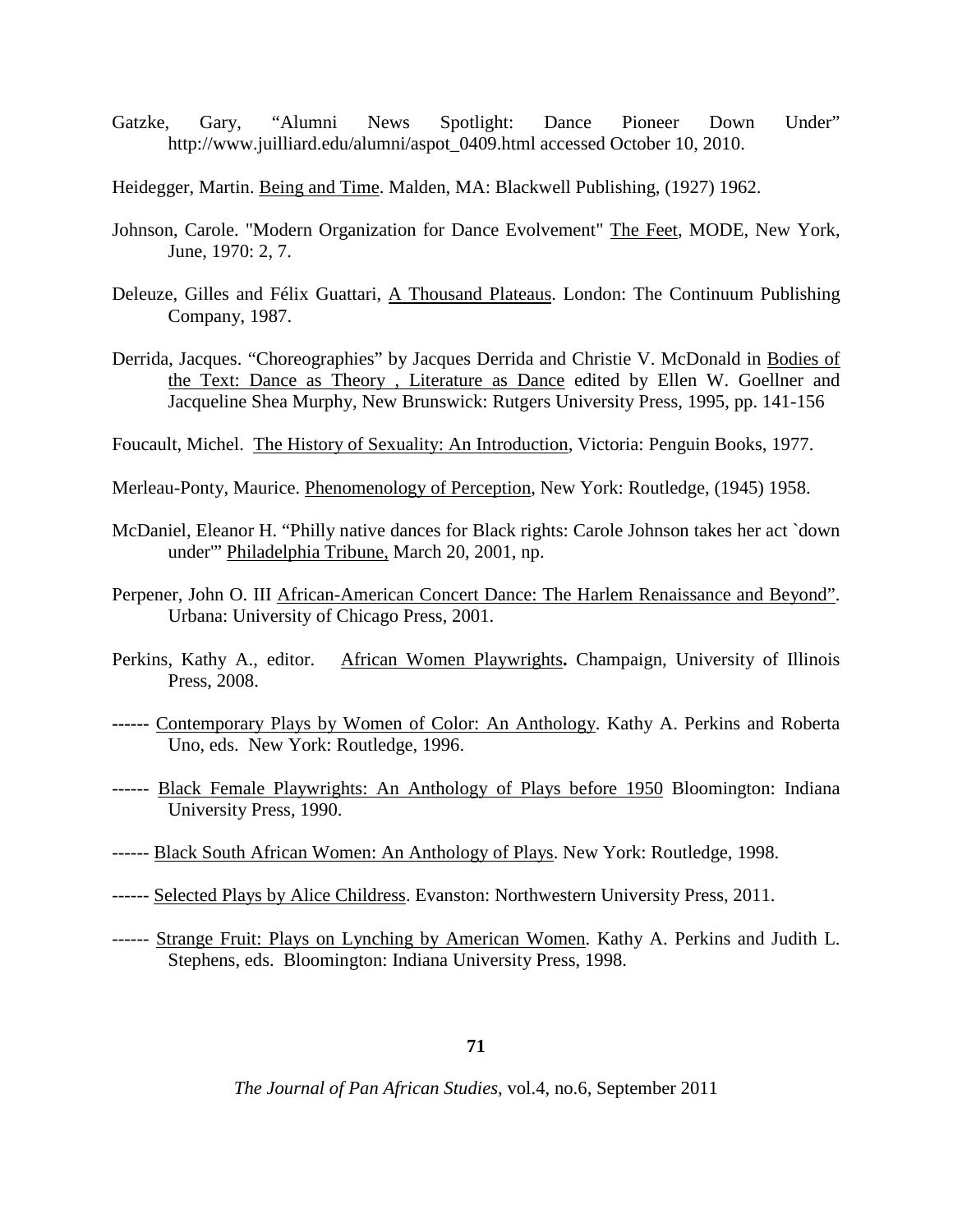Gatzke, Gary, “Alumni News Spotlight: Dance Pioneer Down Under” http://www.juilliard.edu/alumni/aspot_0409.html accessed October 10, 2010.

Heidegger, Martin. Being and Time. Malden, MA: Blackwell Publishing, (1927) 1962.

Johnson, Carole. "Modern Organization for Dance Evolvement" The Feet, MODE, New York, June, 1970: 2, 7.

Deleuze, Gilles and Félix Guattari, A Thousand Plateaus. London: The Continuum Publishing Company, 1987.

Derrida, Jacques. “Choreographies” by Jacques Derrida and Christie V. McDonald in Bodies of the Text: Dance as Theory , Literature as Dance edited by Ellen W. Goellner and Jacqueline Shea Murphy, New Brunswick: Rutgers University Press, 1995, pp. 141-156

Foucault, Michel. The History of Sexuality: An Introduction, Victoria: Penguin Books, 1977.

Merleau-Ponty, Maurice. Phenomenology of Perception, New York: Routledge, (1945) 1958.

McDaniel, Eleanor H. “Philly native dances for Black rights: Carole Johnson takes her act `down under'” Philadelphia Tribune, March 20, 2001, np.

Perpener, John O. III African-American Concert Dance: The Harlem Renaissance and Beyond”. Urbana: University of Chicago Press, 2001.

Perkins, Kathy A., editor. African Women Playwrights**.** Champaign, University of Illinois Press, 2008.

------ Contemporary Plays by Women of Color: An Anthology. Kathy A. Perkins and Roberta Uno, eds. New York: Routledge, 1996.

------ Black Female Playwrights: An Anthology of Plays before 1950 Bloomington: Indiana University Press, 1990.

------ Black South African Women: An Anthology of Plays. New York: Routledge, 1998.

------ Selected Plays by Alice Childress. Evanston: Northwestern University Press, 2011.

------ Strange Fruit: Plays on Lynching by American Women. Kathy A. Perkins and Judith L. Stephens, eds. Bloomington: Indiana University Press, 1998.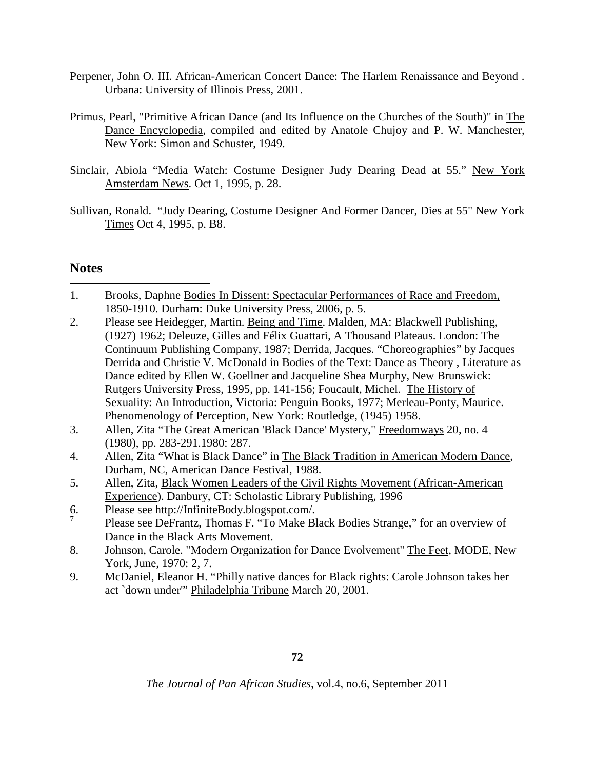Perpener, John O. III. African-American Concert Dance: The Harlem Renaissance and Beyond . Urbana: University of Illinois Press, 2001.

Primus, Pearl, "Primitive African Dance (and Its Influence on the Churches of the South)" in The Dance Encyclopedia, compiled and edited by Anatole Chujoy and P. W. Manchester, New York: Simon and Schuster, 1949.

Sinclair, Abiola "Media Watch: Costume Designer Judy Dearing Dead at 55." New York Amsterdam News. Oct 1, 1995, p. 28.

Sullivan, Ronald. "Judy Dearing, Costume Designer And Former Dancer, Dies at 55" New York Times Oct 4, 1995, p. B8.

## Notes

1. Brooks, Daphne Bodies In Dissent: Spectacular Performances of Race and Freedom, 1850-1910. Durham: Duke University Press, 2006, p. 5.
2. Please see Heidegger, Martin. Being and Time. Malden, MA: Blackwell Publishing, (1927) 1962; Deleuze, Gilles and Félix Guattari, A Thousand Plateaus. London: The Continuum Publishing Company, 1987; Derrida, Jacques. "Choreographies" by Jacques Derrida and Christie V. McDonald in Bodies of the Text: Dance as Theory , Literature as Dance edited by Ellen W. Goellner and Jacqueline Shea Murphy, New Brunswick: Rutgers University Press, 1995, pp. 141-156; Foucault, Michel. The History of Sexuality: An Introduction, Victoria: Penguin Books, 1977; Merleau-Ponty, Maurice. Phenomenology of Perception, New York: Routledge, (1945) 1958.
3. Allen, Zita "The Great American 'Black Dance' Mystery," Freedomways 20, no. 4 (1980), pp. 283-291.1980: 287.
4. Allen, Zita "What is Black Dance" in The Black Tradition in American Modern Dance, Durham, NC, American Dance Festival, 1988.
5. Allen, Zita, Black Women Leaders of the Civil Rights Movement (African-American Experience). Danbury, CT: Scholastic Library Publishing, 1996
6. Please see http://InfiniteBody.blogspot.com/.
7. Please see DeFrantz, Thomas F. "To Make Black Bodies Strange," for an overview of Dance in the Black Arts Movement.
8. Johnson, Carole. "Modern Organization for Dance Evolvement" The Feet, MODE, New York, June, 1970: 2, 7.
9. McDaniel, Eleanor H. "Philly native dances for Black rights: Carole Johnson takes her act `down under'" Philadelphia Tribune March 20, 2001.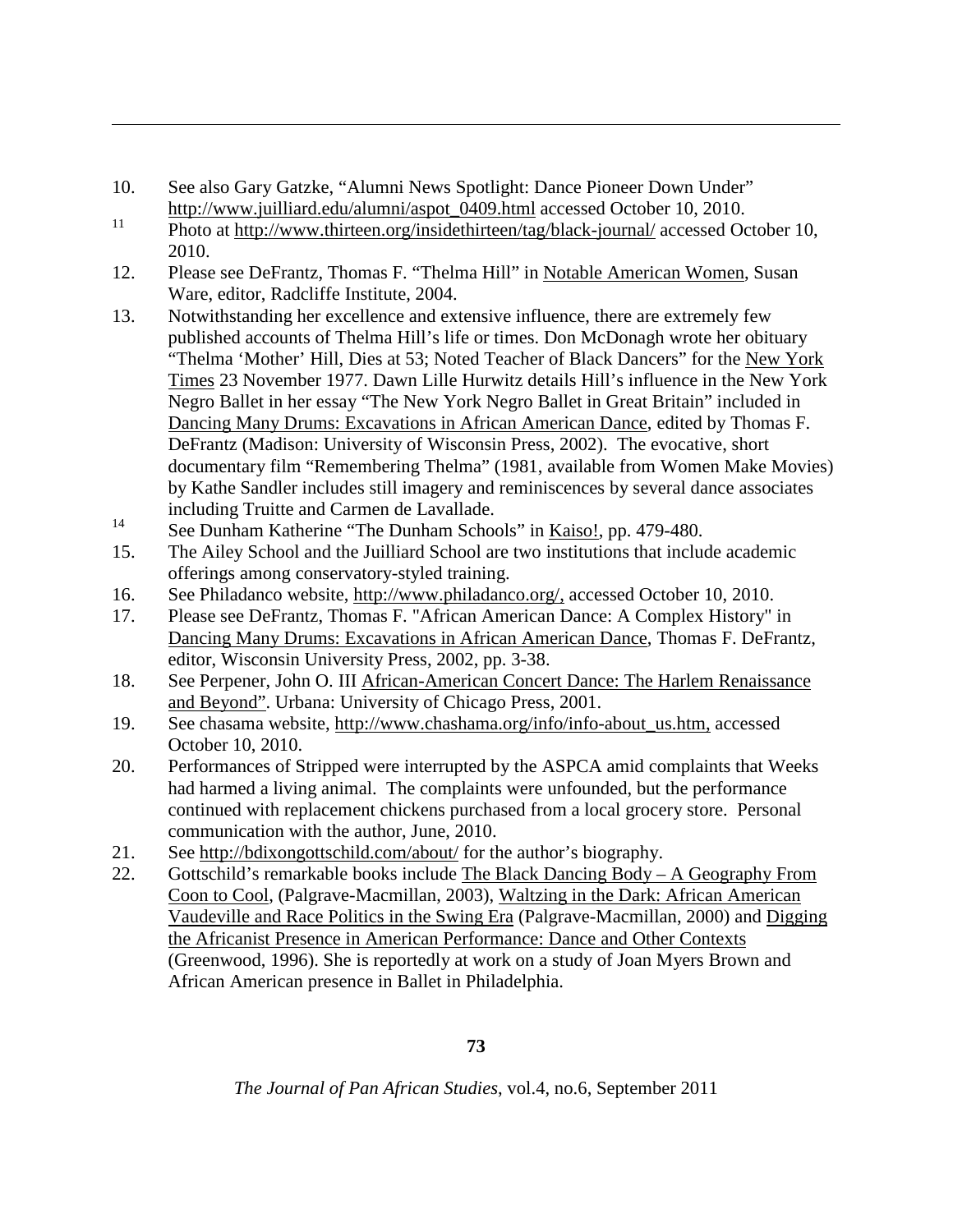10. See also Gary Gatzke, "Alumni News Spotlight: Dance Pioneer Down Under" http://www.juilliard.edu/alumni/aspot_0409.html accessed October 10, 2010.
11. Photo at http://www.thirteen.org/insidethirteen/tag/black-journal/ accessed October 10, 2010.
12. Please see DeFrantz, Thomas F. "Thelma Hill" in Notable American Women, Susan Ware, editor, Radcliffe Institute, 2004.
13. Notwithstanding her excellence and extensive influence, there are extremely few published accounts of Thelma Hill's life or times. Don McDonagh wrote her obituary "Thelma 'Mother' Hill, Dies at 53; Noted Teacher of Black Dancers" for the New York Times 23 November 1977. Dawn Lille Hurwitz details Hill's influence in the New York Negro Ballet in her essay "The New York Negro Ballet in Great Britain" included in Dancing Many Drums: Excavations in African American Dance, edited by Thomas F. DeFrantz (Madison: University of Wisconsin Press, 2002). The evocative, short documentary film "Remembering Thelma" (1981, available from Women Make Movies) by Kathe Sandler includes still imagery and reminiscences by several dance associates including Truitte and Carmen de Lavallade.
14. See Dunham Katherine "The Dunham Schools" in Kaiso!, pp. 479-480.
15. The Ailey School and the Juilliard School are two institutions that include academic offerings among conservatory-styled training.
16. See Philadanco website, http://www.philadanco.org/, accessed October 10, 2010.
17. Please see DeFrantz, Thomas F. "African American Dance: A Complex History" in Dancing Many Drums: Excavations in African American Dance, Thomas F. DeFrantz, editor, Wisconsin University Press, 2002, pp. 3-38.
18. See Perpener, John O. III African-American Concert Dance: The Harlem Renaissance and Beyond". Urbana: University of Chicago Press, 2001.
19. See chasama website, http://www.chashama.org/info/info-about_us.htm, accessed October 10, 2010.
20. Performances of Stripped were interrupted by the ASPCA amid complaints that Weeks had harmed a living animal. The complaints were unfounded, but the performance continued with replacement chickens purchased from a local grocery store. Personal communication with the author, June, 2010.
21. See http://bdixongottschild.com/about/ for the author's biography.
22. Gottschild's remarkable books include The Black Dancing Body – A Geography From Coon to Cool, (Palgrave-Macmillan, 2003), Waltzing in the Dark: African American Vaudeville and Race Politics in the Swing Era (Palgrave-Macmillan, 2000) and Digging the Africanist Presence in American Performance: Dance and Other Contexts (Greenwood, 1996). She is reportedly at work on a study of Joan Myers Brown and African American presence in Ballet in Philadelphia.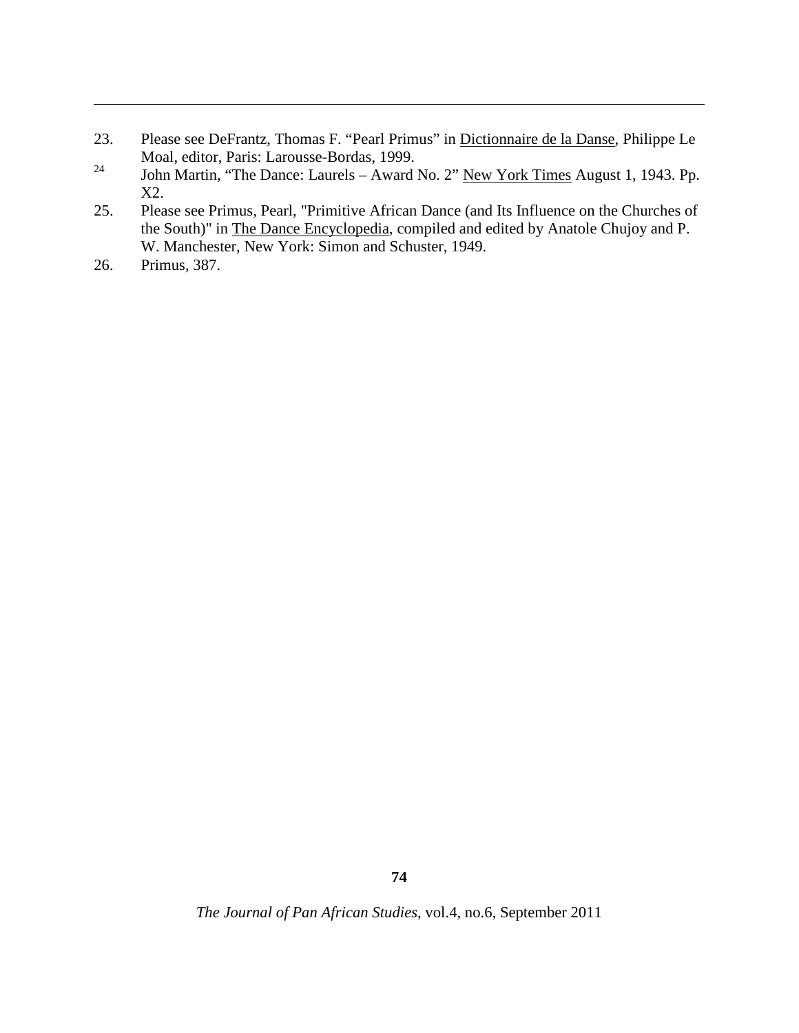23. Please see DeFrantz, Thomas F. "Pearl Primus" in Dictionnaire de la Danse, Philippe Le Moal, editor, Paris: Larousse-Bordas, 1999.

24 John Martin, "The Dance: Laurels – Award No. 2" New York Times August 1, 1943. Pp. X2.

25. Please see Primus, Pearl, "Primitive African Dance (and Its Influence on the Churches of the South)" in The Dance Encyclopedia, compiled and edited by Anatole Chujoy and P. W. Manchester, New York: Simon and Schuster, 1949.

26. Primus, 387.